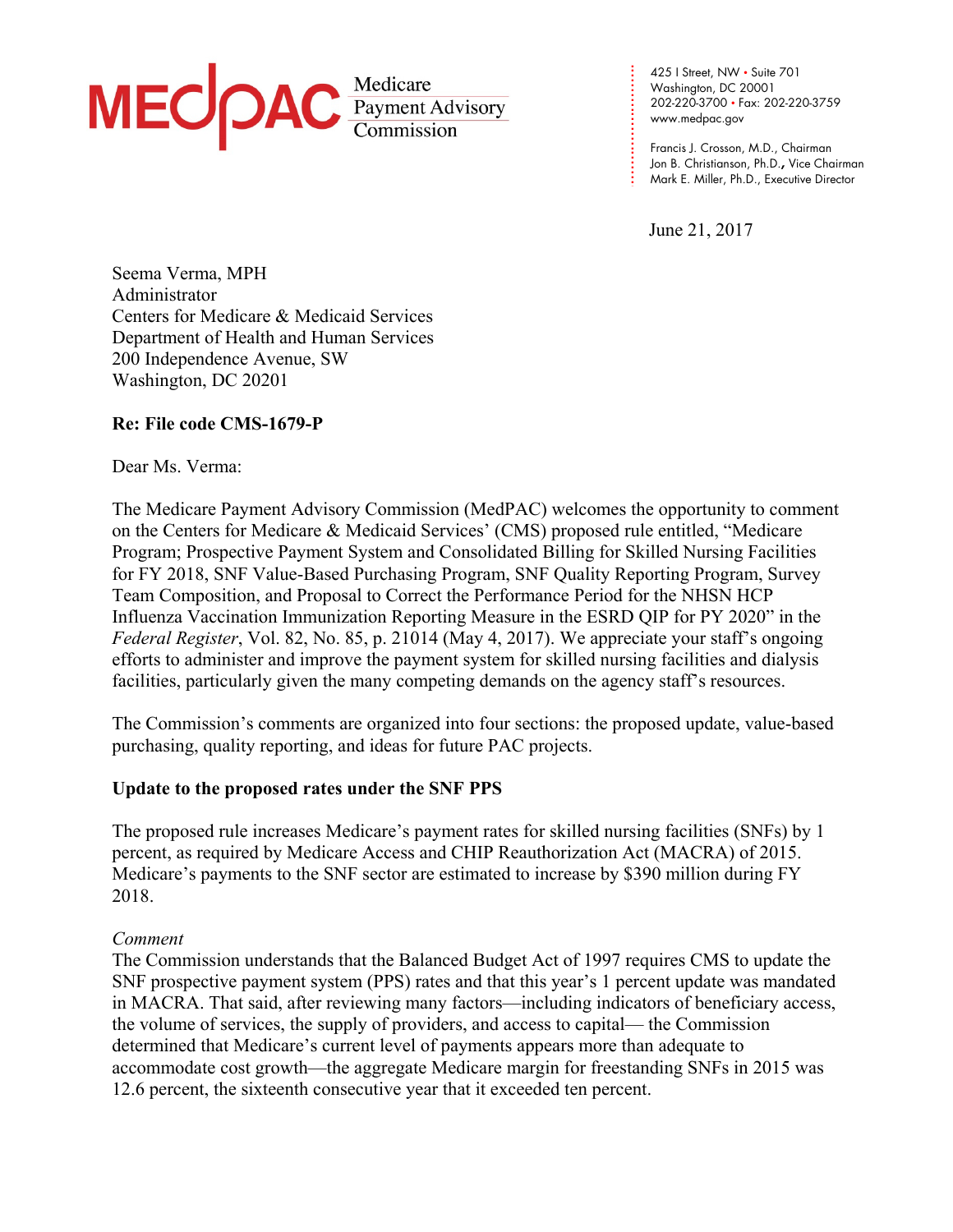Medicare Payment Advisory Commission

425 I Street, NW • Suite 701
Washington, DC 20001
202-220-3700 • Fax: 202-220-3759
www.medpac.gov

Francis J. Crosson, M.D., Chairman
Jon B. Christianson, Ph.D., Vice Chairman
Mark E. Miller, Ph.D., Executive Director

June 21, 2017

Seema Verma, MPH
Administrator
Centers for Medicare & Medicaid Services
Department of Health and Human Services
200 Independence Avenue, SW
Washington, DC 20201

**Re: File code CMS-1679-P**

Dear Ms. Verma:

The Medicare Payment Advisory Commission (MedPAC) welcomes the opportunity to comment on the Centers for Medicare & Medicaid Services' (CMS) proposed rule entitled, "Medicare Program; Prospective Payment System and Consolidated Billing for Skilled Nursing Facilities for FY 2018, SNF Value-Based Purchasing Program, SNF Quality Reporting Program, Survey Team Composition, and Proposal to Correct the Performance Period for the NHSN HCP Influenza Vaccination Immunization Reporting Measure in the ESRD QIP for PY 2020" in the *Federal Register*, Vol. 82, No. 85, p. 21014 (May 4, 2017). We appreciate your staff's ongoing efforts to administer and improve the payment system for skilled nursing facilities and dialysis facilities, particularly given the many competing demands on the agency staff's resources.

The Commission's comments are organized into four sections: the proposed update, value-based purchasing, quality reporting, and ideas for future PAC projects.

**Update to the proposed rates under the SNF PPS**

The proposed rule increases Medicare's payment rates for skilled nursing facilities (SNFs) by 1 percent, as required by Medicare Access and CHIP Reauthorization Act (MACRA) of 2015. Medicare's payments to the SNF sector are estimated to increase by $390 million during FY 2018.

*Comment*

The Commission understands that the Balanced Budget Act of 1997 requires CMS to update the SNF prospective payment system (PPS) rates and that this year's 1 percent update was mandated in MACRA. That said, after reviewing many factors—including indicators of beneficiary access, the volume of services, the supply of providers, and access to capital— the Commission determined that Medicare's current level of payments appears more than adequate to accommodate cost growth—the aggregate Medicare margin for freestanding SNFs in 2015 was 12.6 percent, the sixteenth consecutive year that it exceeded ten percent.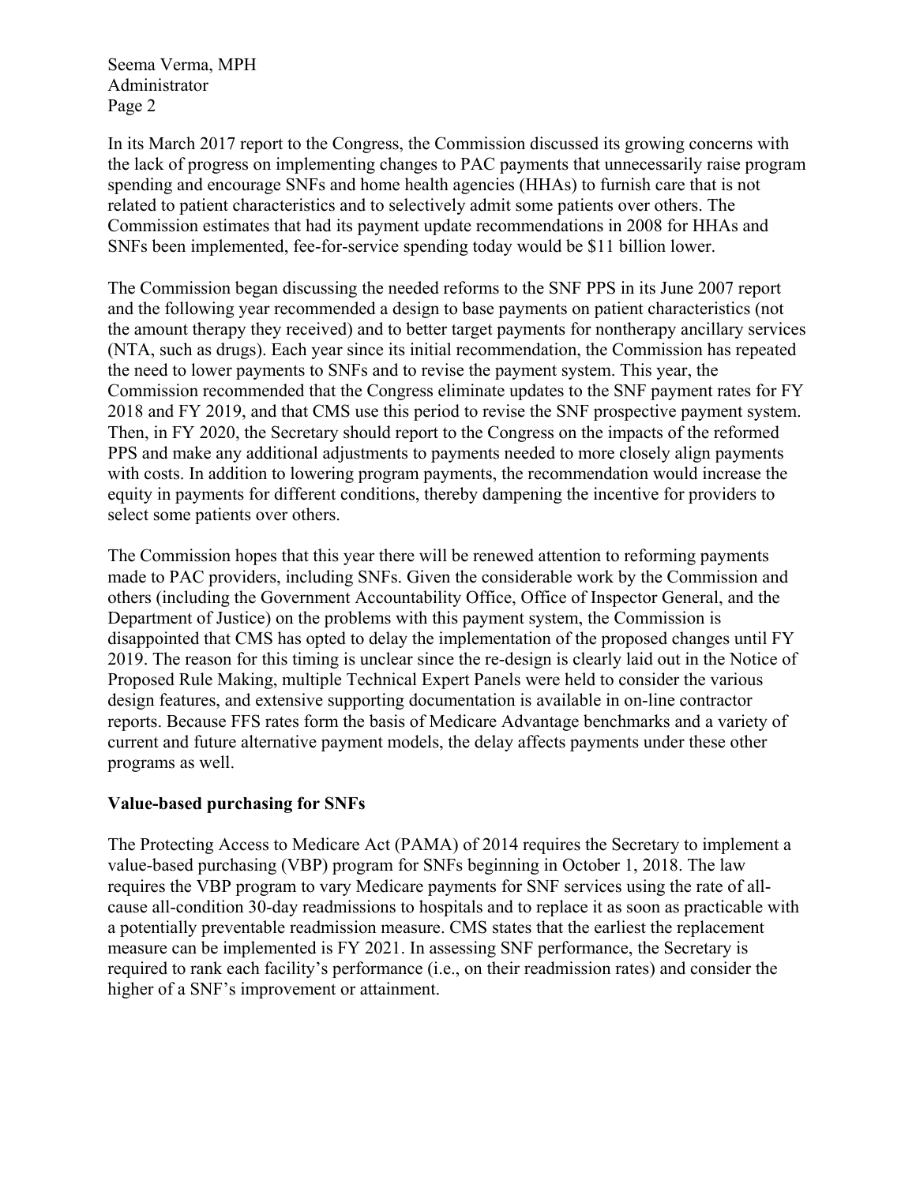In its March 2017 report to the Congress, the Commission discussed its growing concerns with the lack of progress on implementing changes to PAC payments that unnecessarily raise program spending and encourage SNFs and home health agencies (HHAs) to furnish care that is not related to patient characteristics and to selectively admit some patients over others. The Commission estimates that had its payment update recommendations in 2008 for HHAs and SNFs been implemented, fee-for-service spending today would be $11 billion lower.

The Commission began discussing the needed reforms to the SNF PPS in its June 2007 report and the following year recommended a design to base payments on patient characteristics (not the amount therapy they received) and to better target payments for nontherapy ancillary services (NTA, such as drugs). Each year since its initial recommendation, the Commission has repeated the need to lower payments to SNFs and to revise the payment system. This year, the Commission recommended that the Congress eliminate updates to the SNF payment rates for FY 2018 and FY 2019, and that CMS use this period to revise the SNF prospective payment system. Then, in FY 2020, the Secretary should report to the Congress on the impacts of the reformed PPS and make any additional adjustments to payments needed to more closely align payments with costs. In addition to lowering program payments, the recommendation would increase the equity in payments for different conditions, thereby dampening the incentive for providers to select some patients over others.

The Commission hopes that this year there will be renewed attention to reforming payments made to PAC providers, including SNFs. Given the considerable work by the Commission and others (including the Government Accountability Office, Office of Inspector General, and the Department of Justice) on the problems with this payment system, the Commission is disappointed that CMS has opted to delay the implementation of the proposed changes until FY 2019. The reason for this timing is unclear since the re-design is clearly laid out in the Notice of Proposed Rule Making, multiple Technical Expert Panels were held to consider the various design features, and extensive supporting documentation is available in on-line contractor reports. Because FFS rates form the basis of Medicare Advantage benchmarks and a variety of current and future alternative payment models, the delay affects payments under these other programs as well.

**Value-based purchasing for SNFs**

The Protecting Access to Medicare Act (PAMA) of 2014 requires the Secretary to implement a value-based purchasing (VBP) program for SNFs beginning in October 1, 2018. The law requires the VBP program to vary Medicare payments for SNF services using the rate of all-cause all-condition 30-day readmissions to hospitals and to replace it as soon as practicable with a potentially preventable readmission measure. CMS states that the earliest the replacement measure can be implemented is FY 2021. In assessing SNF performance, the Secretary is required to rank each facility's performance (i.e., on their readmission rates) and consider the higher of a SNF's improvement or attainment.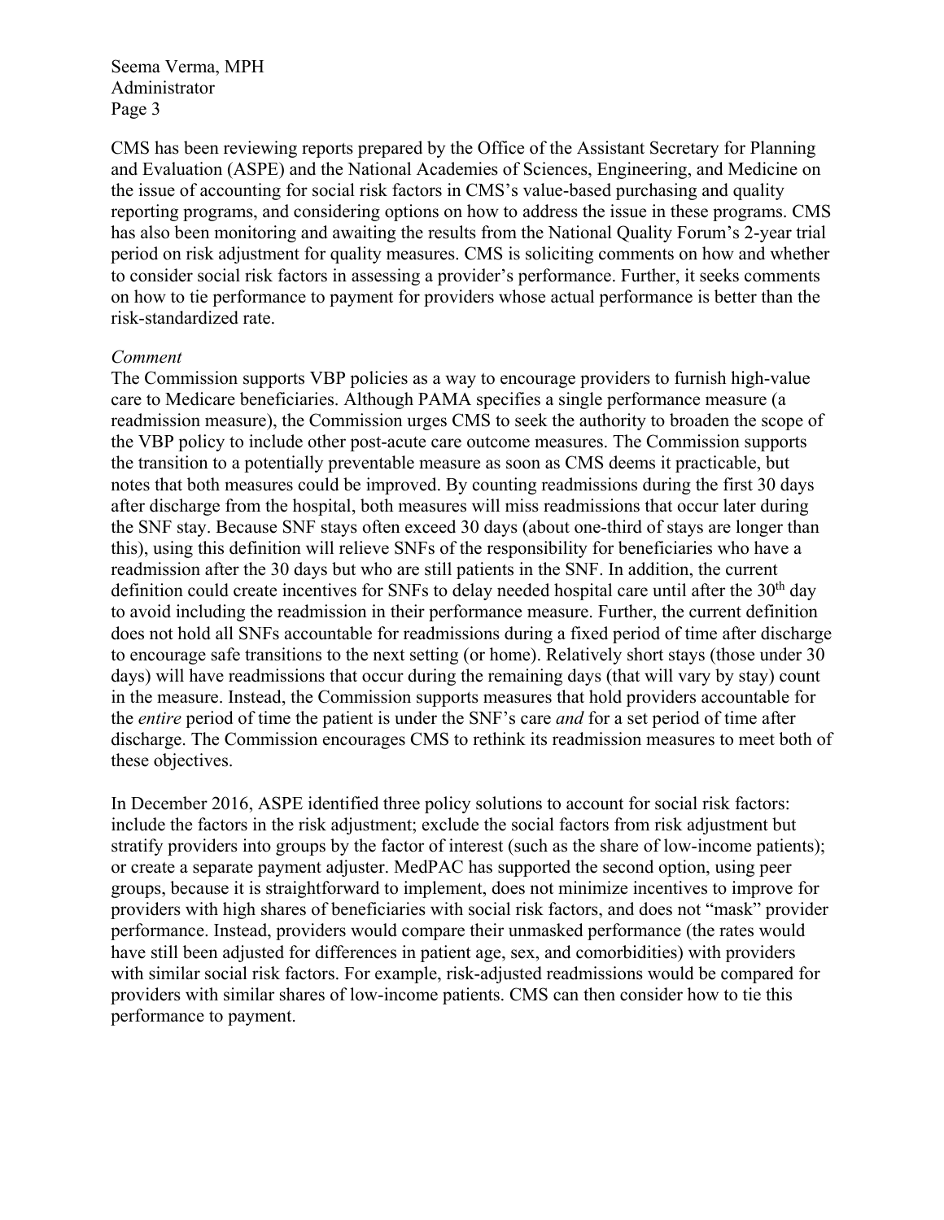CMS has been reviewing reports prepared by the Office of the Assistant Secretary for Planning and Evaluation (ASPE) and the National Academies of Sciences, Engineering, and Medicine on the issue of accounting for social risk factors in CMS's value-based purchasing and quality reporting programs, and considering options on how to address the issue in these programs. CMS has also been monitoring and awaiting the results from the National Quality Forum's 2-year trial period on risk adjustment for quality measures. CMS is soliciting comments on how and whether to consider social risk factors in assessing a provider's performance. Further, it seeks comments on how to tie performance to payment for providers whose actual performance is better than the risk-standardized rate.

*Comment*

The Commission supports VBP policies as a way to encourage providers to furnish high-value care to Medicare beneficiaries. Although PAMA specifies a single performance measure (a readmission measure), the Commission urges CMS to seek the authority to broaden the scope of the VBP policy to include other post-acute care outcome measures. The Commission supports the transition to a potentially preventable measure as soon as CMS deems it practicable, but notes that both measures could be improved. By counting readmissions during the first 30 days after discharge from the hospital, both measures will miss readmissions that occur later during the SNF stay. Because SNF stays often exceed 30 days (about one-third of stays are longer than this), using this definition will relieve SNFs of the responsibility for beneficiaries who have a readmission after the 30 days but who are still patients in the SNF. In addition, the current definition could create incentives for SNFs to delay needed hospital care until after the 30th day to avoid including the readmission in their performance measure. Further, the current definition does not hold all SNFs accountable for readmissions during a fixed period of time after discharge to encourage safe transitions to the next setting (or home). Relatively short stays (those under 30 days) will have readmissions that occur during the remaining days (that will vary by stay) count in the measure. Instead, the Commission supports measures that hold providers accountable for the *entire* period of time the patient is under the SNF's care *and* for a set period of time after discharge. The Commission encourages CMS to rethink its readmission measures to meet both of these objectives.

In December 2016, ASPE identified three policy solutions to account for social risk factors: include the factors in the risk adjustment; exclude the social factors from risk adjustment but stratify providers into groups by the factor of interest (such as the share of low-income patients); or create a separate payment adjuster. MedPAC has supported the second option, using peer groups, because it is straightforward to implement, does not minimize incentives to improve for providers with high shares of beneficiaries with social risk factors, and does not "mask" provider performance. Instead, providers would compare their unmasked performance (the rates would have still been adjusted for differences in patient age, sex, and comorbidities) with providers with similar social risk factors. For example, risk-adjusted readmissions would be compared for providers with similar shares of low-income patients. CMS can then consider how to tie this performance to payment.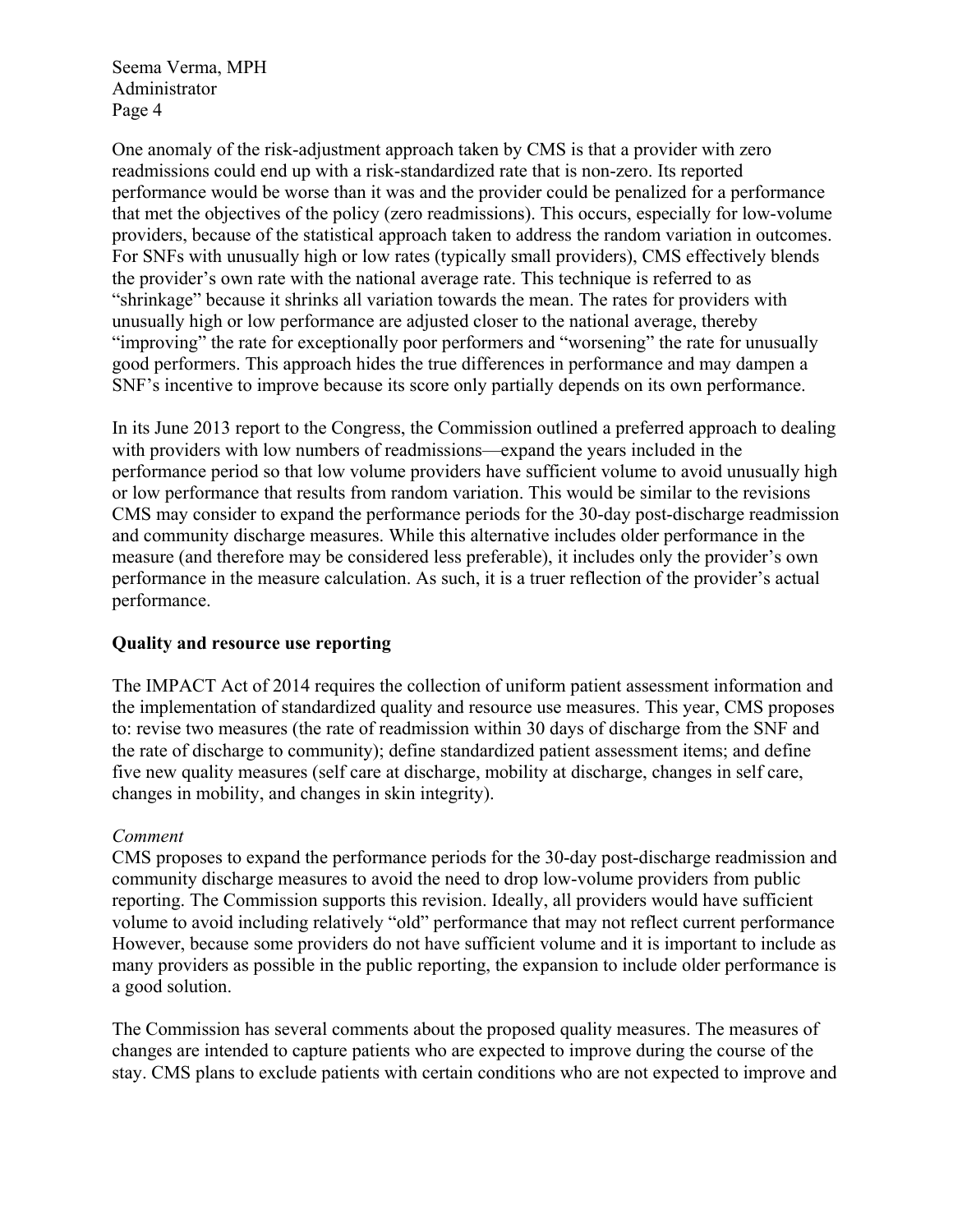One anomaly of the risk-adjustment approach taken by CMS is that a provider with zero readmissions could end up with a risk-standardized rate that is non-zero. Its reported performance would be worse than it was and the provider could be penalized for a performance that met the objectives of the policy (zero readmissions). This occurs, especially for low-volume providers, because of the statistical approach taken to address the random variation in outcomes. For SNFs with unusually high or low rates (typically small providers), CMS effectively blends the provider's own rate with the national average rate. This technique is referred to as "shrinkage" because it shrinks all variation towards the mean. The rates for providers with unusually high or low performance are adjusted closer to the national average, thereby "improving" the rate for exceptionally poor performers and "worsening" the rate for unusually good performers. This approach hides the true differences in performance and may dampen a SNF's incentive to improve because its score only partially depends on its own performance.

In its June 2013 report to the Congress, the Commission outlined a preferred approach to dealing with providers with low numbers of readmissions—expand the years included in the performance period so that low volume providers have sufficient volume to avoid unusually high or low performance that results from random variation. This would be similar to the revisions CMS may consider to expand the performance periods for the 30-day post-discharge readmission and community discharge measures. While this alternative includes older performance in the measure (and therefore may be considered less preferable), it includes only the provider's own performance in the measure calculation. As such, it is a truer reflection of the provider's actual performance.

**Quality and resource use reporting**

The IMPACT Act of 2014 requires the collection of uniform patient assessment information and the implementation of standardized quality and resource use measures. This year, CMS proposes to: revise two measures (the rate of readmission within 30 days of discharge from the SNF and the rate of discharge to community); define standardized patient assessment items; and define five new quality measures (self care at discharge, mobility at discharge, changes in self care, changes in mobility, and changes in skin integrity).

*Comment*

CMS proposes to expand the performance periods for the 30-day post-discharge readmission and community discharge measures to avoid the need to drop low-volume providers from public reporting. The Commission supports this revision. Ideally, all providers would have sufficient volume to avoid including relatively "old" performance that may not reflect current performance However, because some providers do not have sufficient volume and it is important to include as many providers as possible in the public reporting, the expansion to include older performance is a good solution.

The Commission has several comments about the proposed quality measures. The measures of changes are intended to capture patients who are expected to improve during the course of the stay. CMS plans to exclude patients with certain conditions who are not expected to improve and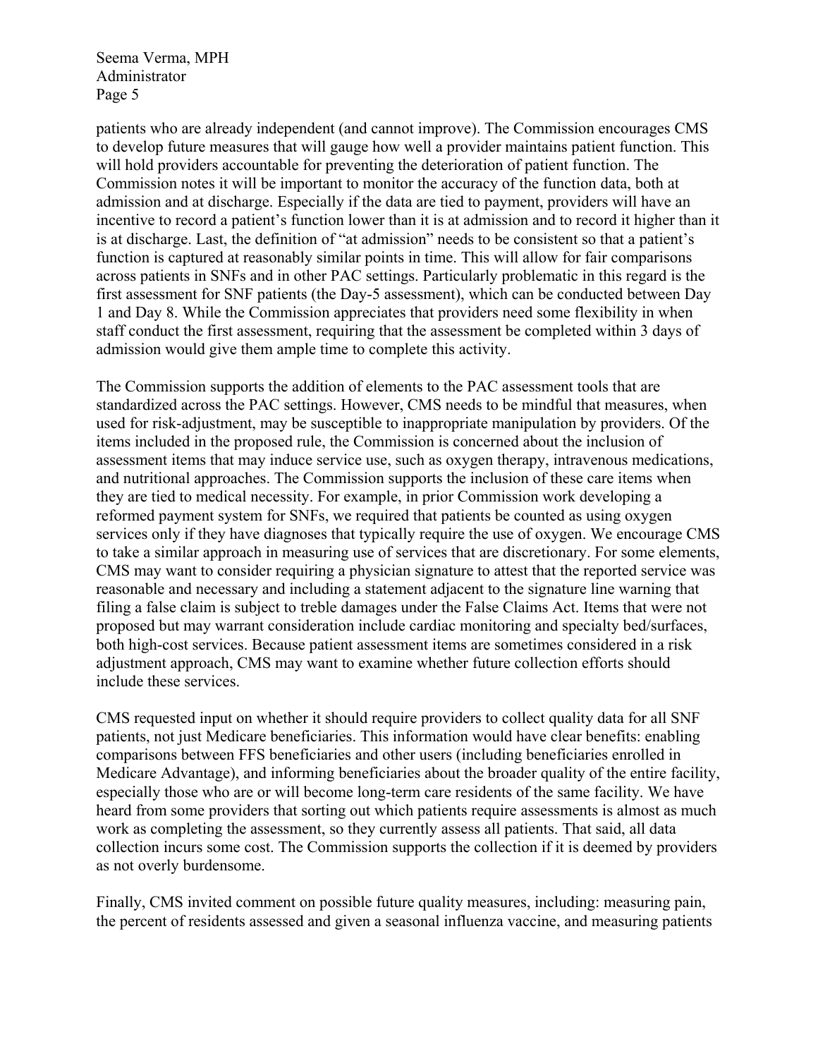patients who are already independent (and cannot improve). The Commission encourages CMS to develop future measures that will gauge how well a provider maintains patient function. This will hold providers accountable for preventing the deterioration of patient function. The Commission notes it will be important to monitor the accuracy of the function data, both at admission and at discharge. Especially if the data are tied to payment, providers will have an incentive to record a patient's function lower than it is at admission and to record it higher than it is at discharge. Last, the definition of "at admission" needs to be consistent so that a patient's function is captured at reasonably similar points in time. This will allow for fair comparisons across patients in SNFs and in other PAC settings. Particularly problematic in this regard is the first assessment for SNF patients (the Day-5 assessment), which can be conducted between Day 1 and Day 8. While the Commission appreciates that providers need some flexibility in when staff conduct the first assessment, requiring that the assessment be completed within 3 days of admission would give them ample time to complete this activity.

The Commission supports the addition of elements to the PAC assessment tools that are standardized across the PAC settings. However, CMS needs to be mindful that measures, when used for risk-adjustment, may be susceptible to inappropriate manipulation by providers. Of the items included in the proposed rule, the Commission is concerned about the inclusion of assessment items that may induce service use, such as oxygen therapy, intravenous medications, and nutritional approaches. The Commission supports the inclusion of these care items when they are tied to medical necessity. For example, in prior Commission work developing a reformed payment system for SNFs, we required that patients be counted as using oxygen services only if they have diagnoses that typically require the use of oxygen. We encourage CMS to take a similar approach in measuring use of services that are discretionary. For some elements, CMS may want to consider requiring a physician signature to attest that the reported service was reasonable and necessary and including a statement adjacent to the signature line warning that filing a false claim is subject to treble damages under the False Claims Act. Items that were not proposed but may warrant consideration include cardiac monitoring and specialty bed/surfaces, both high-cost services. Because patient assessment items are sometimes considered in a risk adjustment approach, CMS may want to examine whether future collection efforts should include these services.

CMS requested input on whether it should require providers to collect quality data for all SNF patients, not just Medicare beneficiaries. This information would have clear benefits: enabling comparisons between FFS beneficiaries and other users (including beneficiaries enrolled in Medicare Advantage), and informing beneficiaries about the broader quality of the entire facility, especially those who are or will become long-term care residents of the same facility. We have heard from some providers that sorting out which patients require assessments is almost as much work as completing the assessment, so they currently assess all patients. That said, all data collection incurs some cost. The Commission supports the collection if it is deemed by providers as not overly burdensome.

Finally, CMS invited comment on possible future quality measures, including: measuring pain, the percent of residents assessed and given a seasonal influenza vaccine, and measuring patients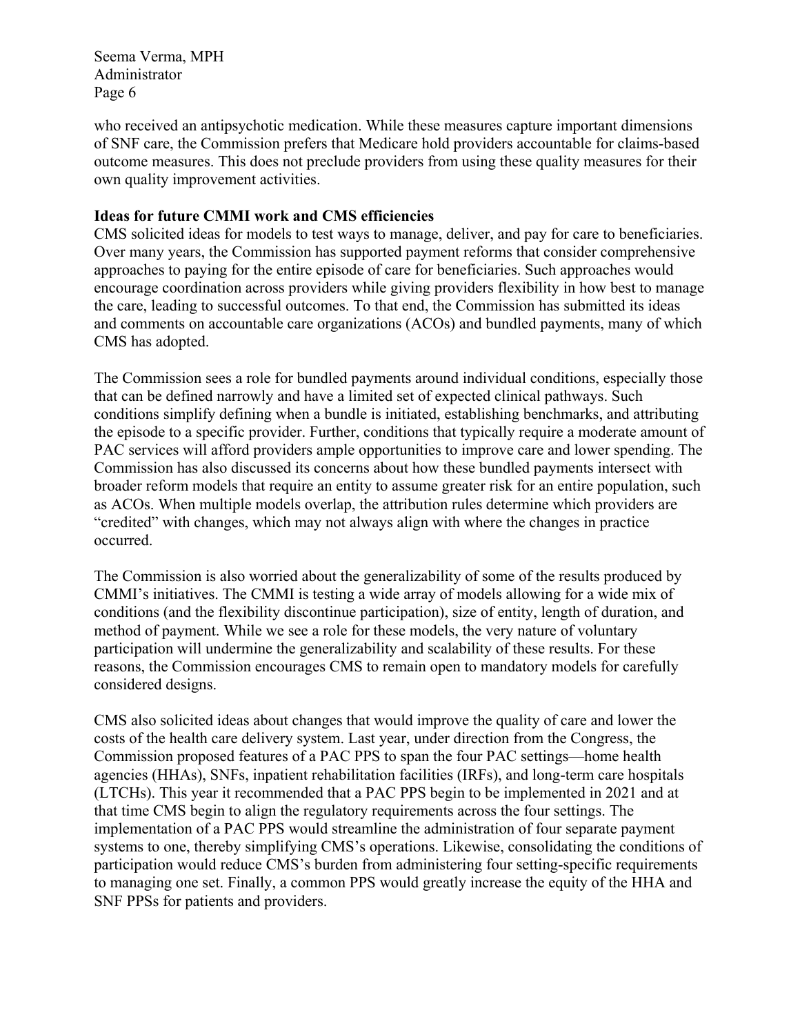who received an antipsychotic medication. While these measures capture important dimensions of SNF care, the Commission prefers that Medicare hold providers accountable for claims-based outcome measures. This does not preclude providers from using these quality measures for their own quality improvement activities.

**Ideas for future CMMI work and CMS efficiencies**

CMS solicited ideas for models to test ways to manage, deliver, and pay for care to beneficiaries. Over many years, the Commission has supported payment reforms that consider comprehensive approaches to paying for the entire episode of care for beneficiaries. Such approaches would encourage coordination across providers while giving providers flexibility in how best to manage the care, leading to successful outcomes. To that end, the Commission has submitted its ideas and comments on accountable care organizations (ACOs) and bundled payments, many of which CMS has adopted.

The Commission sees a role for bundled payments around individual conditions, especially those that can be defined narrowly and have a limited set of expected clinical pathways. Such conditions simplify defining when a bundle is initiated, establishing benchmarks, and attributing the episode to a specific provider. Further, conditions that typically require a moderate amount of PAC services will afford providers ample opportunities to improve care and lower spending. The Commission has also discussed its concerns about how these bundled payments intersect with broader reform models that require an entity to assume greater risk for an entire population, such as ACOs. When multiple models overlap, the attribution rules determine which providers are "credited" with changes, which may not always align with where the changes in practice occurred.

The Commission is also worried about the generalizability of some of the results produced by CMMI's initiatives. The CMMI is testing a wide array of models allowing for a wide mix of conditions (and the flexibility discontinue participation), size of entity, length of duration, and method of payment. While we see a role for these models, the very nature of voluntary participation will undermine the generalizability and scalability of these results. For these reasons, the Commission encourages CMS to remain open to mandatory models for carefully considered designs.

CMS also solicited ideas about changes that would improve the quality of care and lower the costs of the health care delivery system. Last year, under direction from the Congress, the Commission proposed features of a PAC PPS to span the four PAC settings—home health agencies (HHAs), SNFs, inpatient rehabilitation facilities (IRFs), and long-term care hospitals (LTCHs). This year it recommended that a PAC PPS begin to be implemented in 2021 and at that time CMS begin to align the regulatory requirements across the four settings. The implementation of a PAC PPS would streamline the administration of four separate payment systems to one, thereby simplifying CMS's operations. Likewise, consolidating the conditions of participation would reduce CMS's burden from administering four setting-specific requirements to managing one set. Finally, a common PPS would greatly increase the equity of the HHA and SNF PPSs for patients and providers.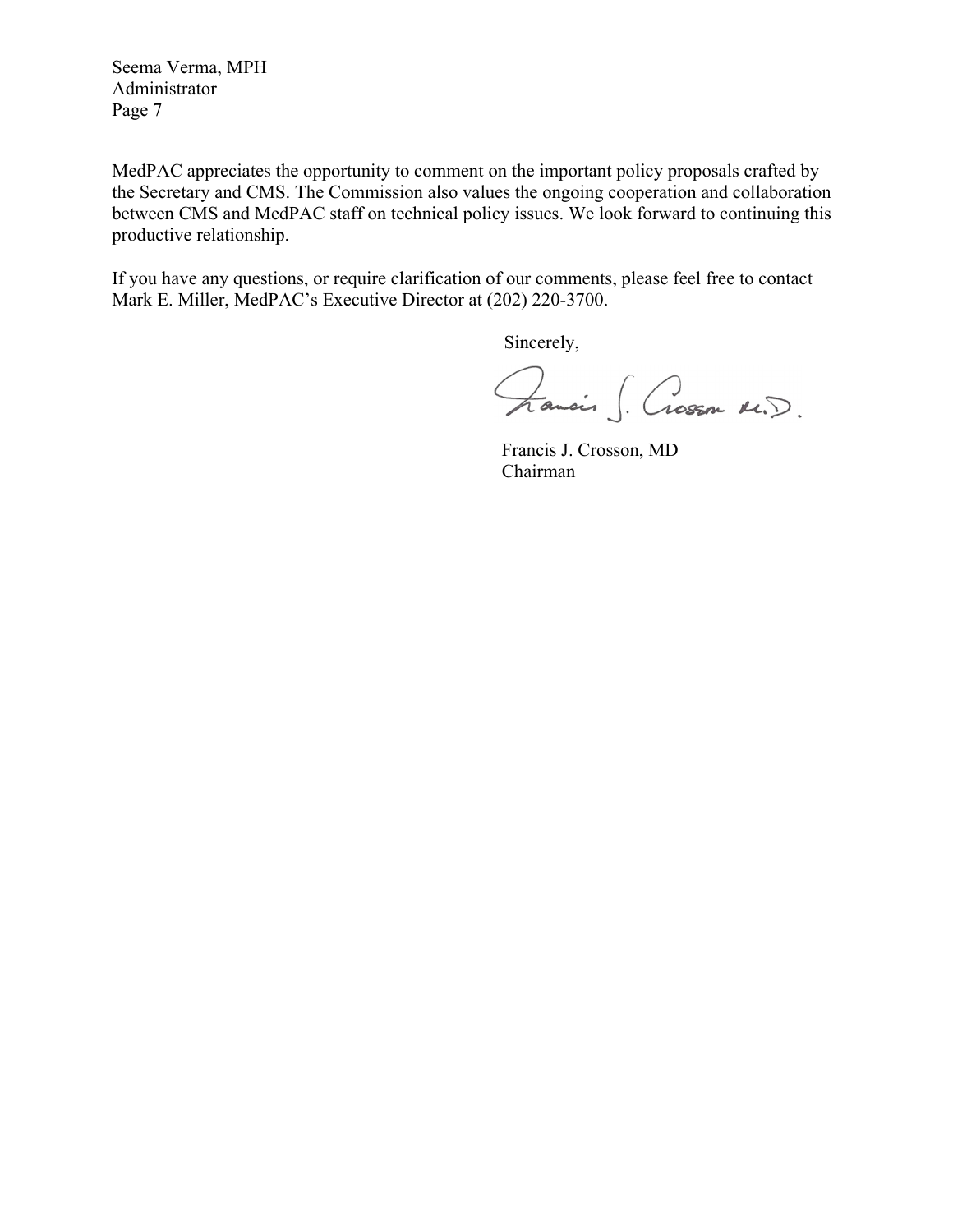MedPAC appreciates the opportunity to comment on the important policy proposals crafted by the Secretary and CMS. The Commission also values the ongoing cooperation and collaboration between CMS and MedPAC staff on technical policy issues. We look forward to continuing this productive relationship.

If you have any questions, or require clarification of our comments, please feel free to contact Mark E. Miller, MedPAC's Executive Director at (202) 220-3700.

Sincerely,

Francis J. Crosson, MD
Chairman